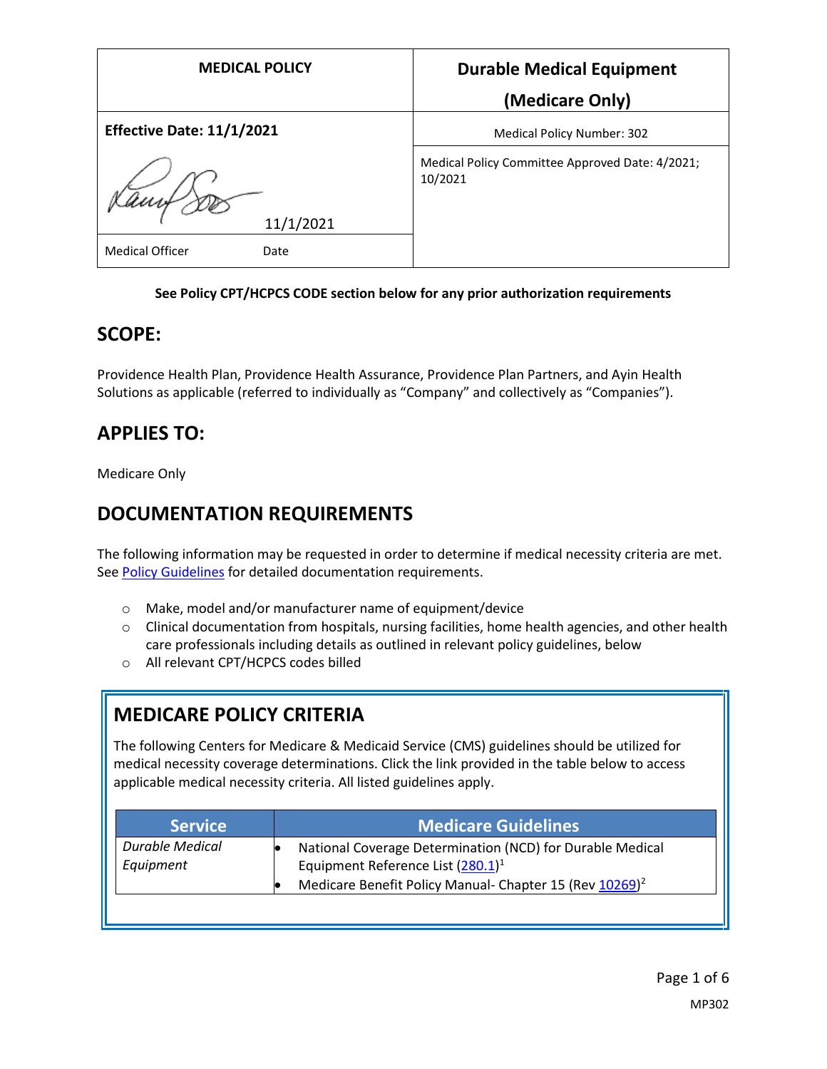| MEDICAL POLICY | Durable Medical Equipment (Medicare Only) |
| --- | --- |
| **Effective Date: 11/1/2021** | Medical Policy Number: 302 |
| 11/1/2021 | Medical Policy Committee Approved Date: 4/2021; 10/2021 |
| Medical Officer Date | |

**See Policy CPT/HCPCS CODE section below for any prior authorization requirements**

## SCOPE:

Providence Health Plan, Providence Health Assurance, Providence Plan Partners, and Ayin Health Solutions as applicable (referred to individually as "Company" and collectively as "Companies").

## APPLIES TO:

Medicare Only

## DOCUMENTATION REQUIREMENTS

The following information may be requested in order to determine if medical necessity criteria are met. See Policy Guidelines for detailed documentation requirements.

- Make, model and/or manufacturer name of equipment/device
- Clinical documentation from hospitals, nursing facilities, home health agencies, and other health care professionals including details as outlined in relevant policy guidelines, below
- All relevant CPT/HCPCS codes billed

## MEDICARE POLICY CRITERIA

The following Centers for Medicare & Medicaid Service (CMS) guidelines should be utilized for medical necessity coverage determinations. Click the link provided in the table below to access applicable medical necessity criteria. All listed guidelines apply.

| Service | Medicare Guidelines |
| --- | --- |
| *Durable Medical Equipment* | • National Coverage Determination (NCD) for Durable Medical Equipment Reference List (280.1)[1] <br> • Medicare Benefit Policy Manual- Chapter 15 (Rev 10269)[2] |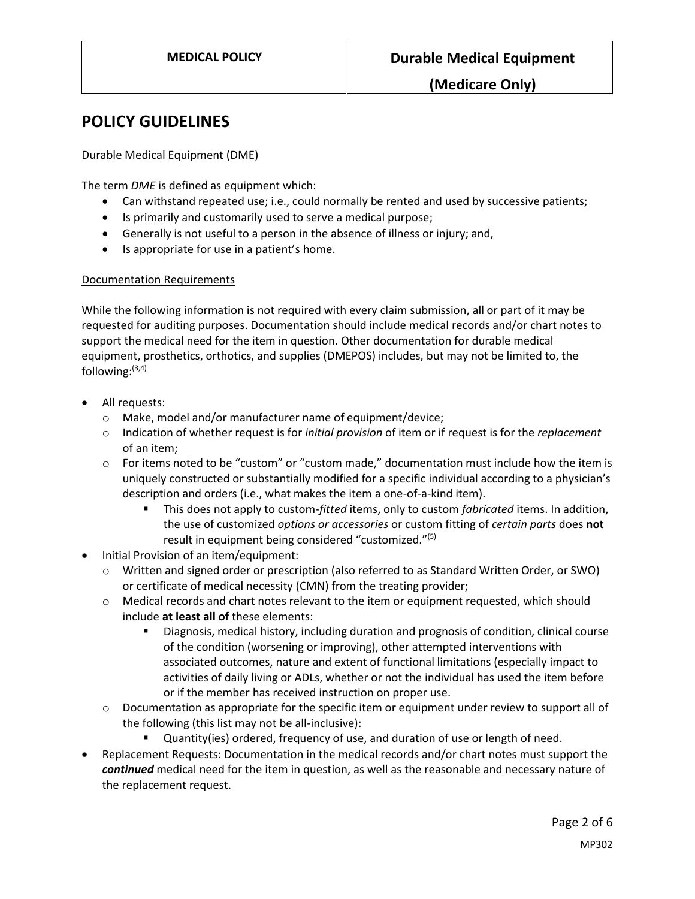# POLICY GUIDELINES

Durable Medical Equipment (DME)

The term *DME* is defined as equipment which:

- Can withstand repeated use; i.e., could normally be rented and used by successive patients;
- Is primarily and customarily used to serve a medical purpose;
- Generally is not useful to a person in the absence of illness or injury; and,
- Is appropriate for use in a patient's home.

Documentation Requirements

While the following information is not required with every claim submission, all or part of it may be requested for auditing purposes. Documentation should include medical records and/or chart notes to support the medical need for the item in question. Other documentation for durable medical equipment, prosthetics, orthotics, and supplies (DMEPOS) includes, but may not be limited to, the following:[3,4]

- All requests:
  - Make, model and/or manufacturer name of equipment/device;
  - Indication of whether request is for *initial provision* of item or if request is for the *replacement* of an item;
  - For items noted to be "custom" or "custom made," documentation must include how the item is uniquely constructed or substantially modified for a specific individual according to a physician's description and orders (i.e., what makes the item a one-of-a-kind item).
    - This does not apply to custom-*fitted* items, only to custom *fabricated* items. In addition, the use of customized *options or accessories* or custom fitting of *certain parts* does **not** result in equipment being considered "customized."[5]
- Initial Provision of an item/equipment:
  - Written and signed order or prescription (also referred to as Standard Written Order, or SWO) or certificate of medical necessity (CMN) from the treating provider;
  - Medical records and chart notes relevant to the item or equipment requested, which should include **at least all of** these elements:
    - Diagnosis, medical history, including duration and prognosis of condition, clinical course of the condition (worsening or improving), other attempted interventions with associated outcomes, nature and extent of functional limitations (especially impact to activities of daily living or ADLs, whether or not the individual has used the item before or if the member has received instruction on proper use.
  - Documentation as appropriate for the specific item or equipment under review to support all of the following (this list may not be all-inclusive):
    - Quantity(ies) ordered, frequency of use, and duration of use or length of need.
- Replacement Requests: Documentation in the medical records and/or chart notes must support the ***continued*** medical need for the item in question, as well as the reasonable and necessary nature of the replacement request.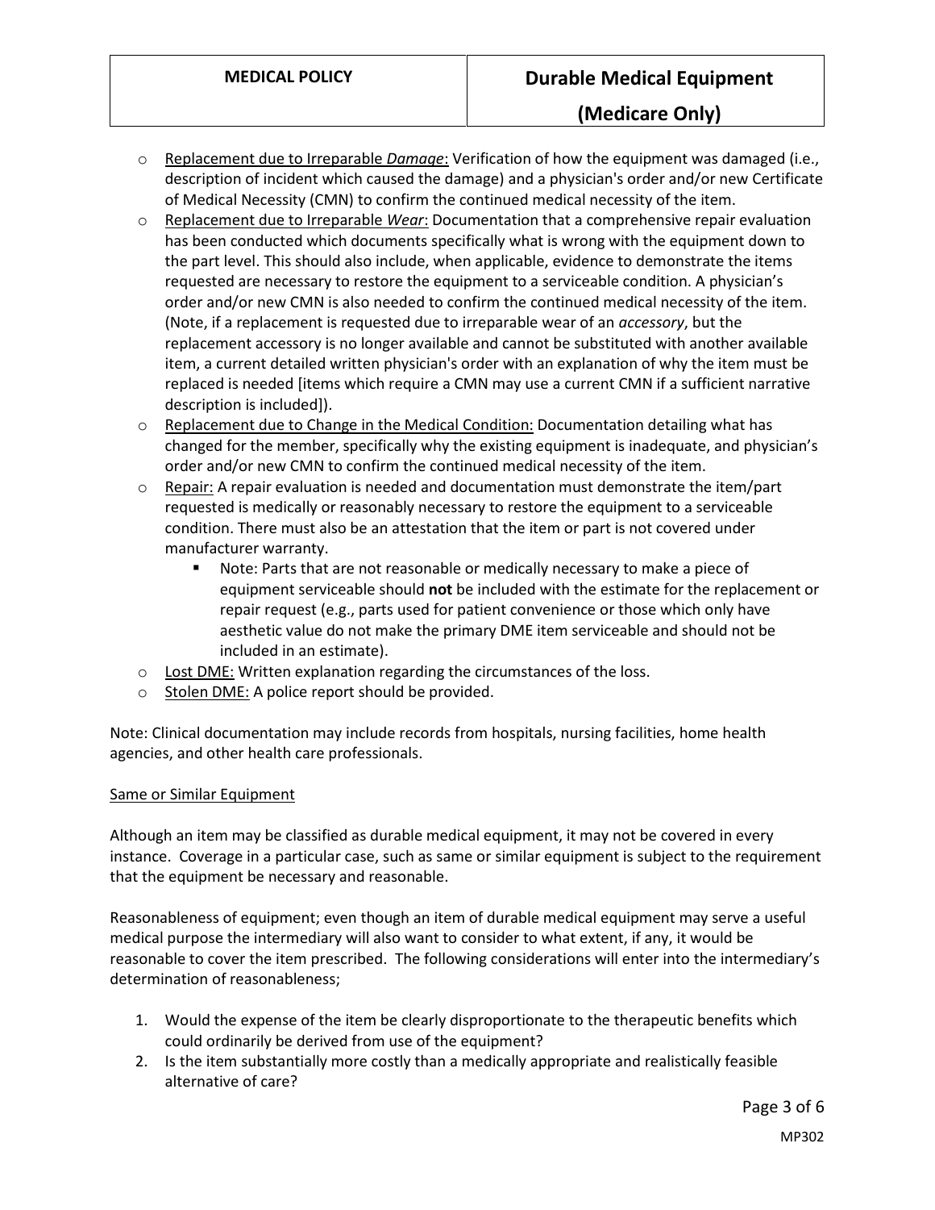- Replacement due to Irreparable *Damage*: Verification of how the equipment was damaged (i.e., description of incident which caused the damage) and a physician's order and/or new Certificate of Medical Necessity (CMN) to confirm the continued medical necessity of the item.
- Replacement due to Irreparable *Wear*: Documentation that a comprehensive repair evaluation has been conducted which documents specifically what is wrong with the equipment down to the part level. This should also include, when applicable, evidence to demonstrate the items requested are necessary to restore the equipment to a serviceable condition. A physician's order and/or new CMN is also needed to confirm the continued medical necessity of the item. (Note, if a replacement is requested due to irreparable wear of an *accessory*, but the replacement accessory is no longer available and cannot be substituted with another available item, a current detailed written physician's order with an explanation of why the item must be replaced is needed [items which require a CMN may use a current CMN if a sufficient narrative description is included]).
- Replacement due to Change in the Medical Condition: Documentation detailing what has changed for the member, specifically why the existing equipment is inadequate, and physician's order and/or new CMN to confirm the continued medical necessity of the item.
- Repair: A repair evaluation is needed and documentation must demonstrate the item/part requested is medically or reasonably necessary to restore the equipment to a serviceable condition. There must also be an attestation that the item or part is not covered under manufacturer warranty.
  - Note: Parts that are not reasonable or medically necessary to make a piece of equipment serviceable should **not** be included with the estimate for the replacement or repair request (e.g., parts used for patient convenience or those which only have aesthetic value do not make the primary DME item serviceable and should not be included in an estimate).
- Lost DME: Written explanation regarding the circumstances of the loss.
- Stolen DME: A police report should be provided.

Note: Clinical documentation may include records from hospitals, nursing facilities, home health agencies, and other health care professionals.

Same or Similar Equipment

Although an item may be classified as durable medical equipment, it may not be covered in every instance. Coverage in a particular case, such as same or similar equipment is subject to the requirement that the equipment be necessary and reasonable.

Reasonableness of equipment; even though an item of durable medical equipment may serve a useful medical purpose the intermediary will also want to consider to what extent, if any, it would be reasonable to cover the item prescribed. The following considerations will enter into the intermediary's determination of reasonableness;

1. Would the expense of the item be clearly disproportionate to the therapeutic benefits which could ordinarily be derived from use of the equipment?
2. Is the item substantially more costly than a medically appropriate and realistically feasible alternative of care?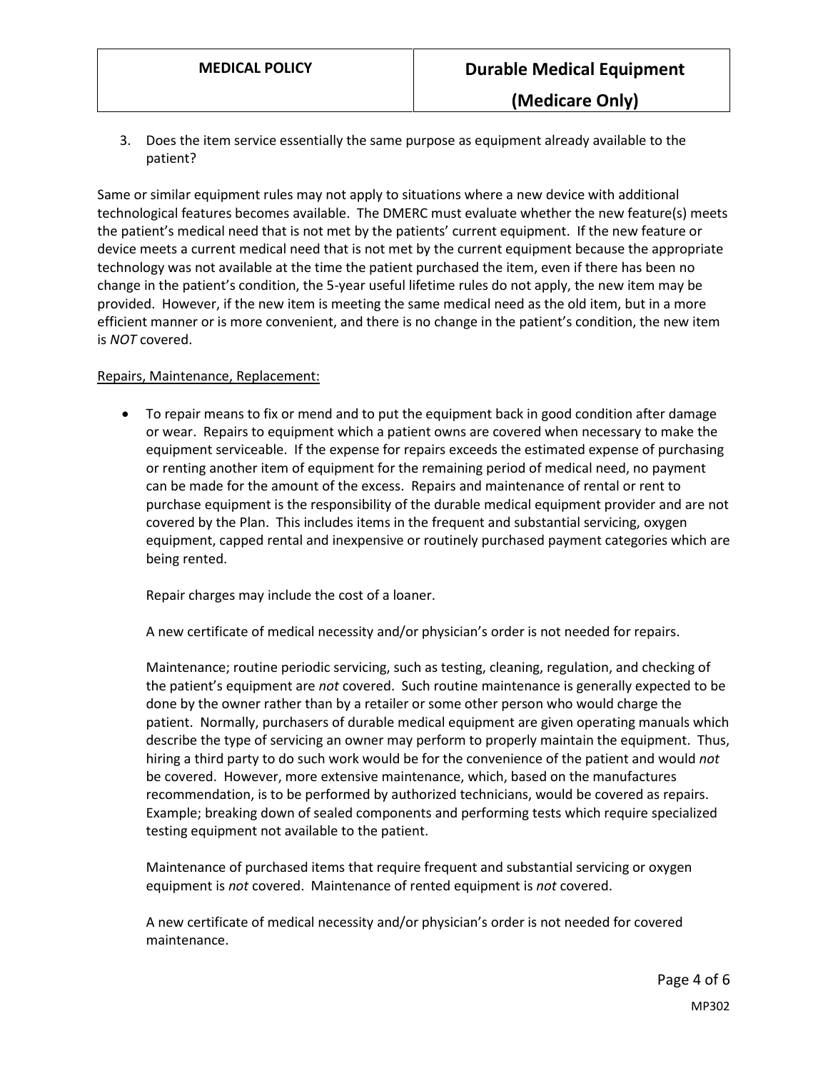3. Does the item service essentially the same purpose as equipment already available to the patient?

Same or similar equipment rules may not apply to situations where a new device with additional technological features becomes available. The DMERC must evaluate whether the new feature(s) meets the patient's medical need that is not met by the patients' current equipment. If the new feature or device meets a current medical need that is not met by the current equipment because the appropriate technology was not available at the time the patient purchased the item, even if there has been no change in the patient's condition, the 5-year useful lifetime rules do not apply, the new item may be provided. However, if the new item is meeting the same medical need as the old item, but in a more efficient manner or is more convenient, and there is no change in the patient's condition, the new item is *NOT* covered.

Repairs, Maintenance, Replacement:

- To repair means to fix or mend and to put the equipment back in good condition after damage or wear. Repairs to equipment which a patient owns are covered when necessary to make the equipment serviceable. If the expense for repairs exceeds the estimated expense of purchasing or renting another item of equipment for the remaining period of medical need, no payment can be made for the amount of the excess. Repairs and maintenance of rental or rent to purchase equipment is the responsibility of the durable medical equipment provider and are not covered by the Plan. This includes items in the frequent and substantial servicing, oxygen equipment, capped rental and inexpensive or routinely purchased payment categories which are being rented.

  Repair charges may include the cost of a loaner.

  A new certificate of medical necessity and/or physician's order is not needed for repairs.

  Maintenance; routine periodic servicing, such as testing, cleaning, regulation, and checking of the patient's equipment are *not* covered. Such routine maintenance is generally expected to be done by the owner rather than by a retailer or some other person who would charge the patient. Normally, purchasers of durable medical equipment are given operating manuals which describe the type of servicing an owner may perform to properly maintain the equipment. Thus, hiring a third party to do such work would be for the convenience of the patient and would *not* be covered. However, more extensive maintenance, which, based on the manufactures recommendation, is to be performed by authorized technicians, would be covered as repairs. Example; breaking down of sealed components and performing tests which require specialized testing equipment not available to the patient.

  Maintenance of purchased items that require frequent and substantial servicing or oxygen equipment is *not* covered. Maintenance of rented equipment is *not* covered.

  A new certificate of medical necessity and/or physician's order is not needed for covered maintenance.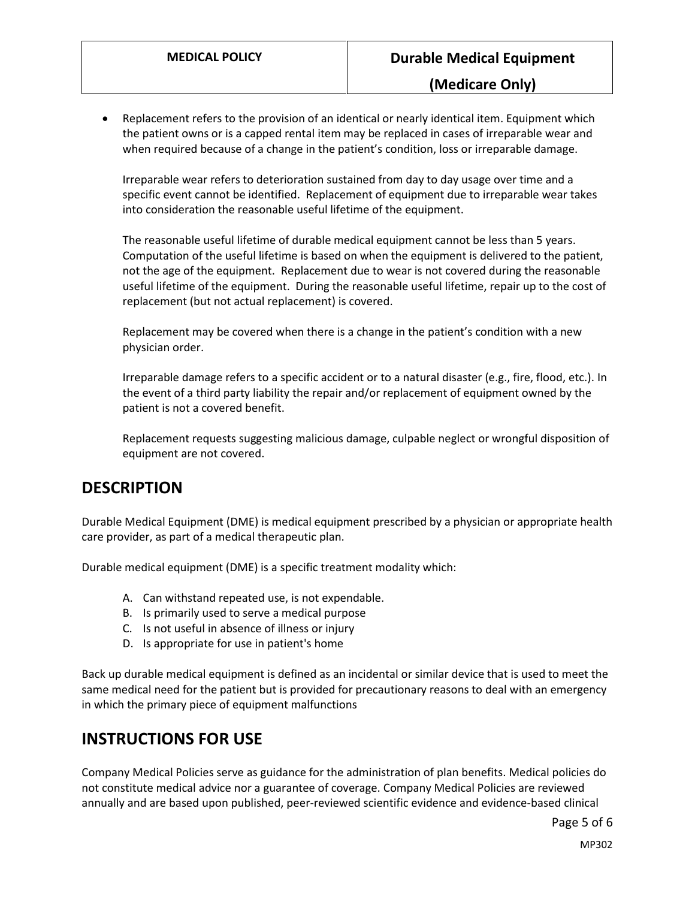- Replacement refers to the provision of an identical or nearly identical item. Equipment which the patient owns or is a capped rental item may be replaced in cases of irreparable wear and when required because of a change in the patient's condition, loss or irreparable damage.

  Irreparable wear refers to deterioration sustained from day to day usage over time and a specific event cannot be identified. Replacement of equipment due to irreparable wear takes into consideration the reasonable useful lifetime of the equipment.

  The reasonable useful lifetime of durable medical equipment cannot be less than 5 years. Computation of the useful lifetime is based on when the equipment is delivered to the patient, not the age of the equipment. Replacement due to wear is not covered during the reasonable useful lifetime of the equipment. During the reasonable useful lifetime, repair up to the cost of replacement (but not actual replacement) is covered.

  Replacement may be covered when there is a change in the patient's condition with a new physician order.

  Irreparable damage refers to a specific accident or to a natural disaster (e.g., fire, flood, etc.). In the event of a third party liability the repair and/or replacement of equipment owned by the patient is not a covered benefit.

  Replacement requests suggesting malicious damage, culpable neglect or wrongful disposition of equipment are not covered.

## DESCRIPTION

Durable Medical Equipment (DME) is medical equipment prescribed by a physician or appropriate health care provider, as part of a medical therapeutic plan.

Durable medical equipment (DME) is a specific treatment modality which:

A. Can withstand repeated use, is not expendable.
B. Is primarily used to serve a medical purpose
C. Is not useful in absence of illness or injury
D. Is appropriate for use in patient's home

Back up durable medical equipment is defined as an incidental or similar device that is used to meet the same medical need for the patient but is provided for precautionary reasons to deal with an emergency in which the primary piece of equipment malfunctions

## INSTRUCTIONS FOR USE

Company Medical Policies serve as guidance for the administration of plan benefits. Medical policies do not constitute medical advice nor a guarantee of coverage. Company Medical Policies are reviewed annually and are based upon published, peer-reviewed scientific evidence and evidence-based clinical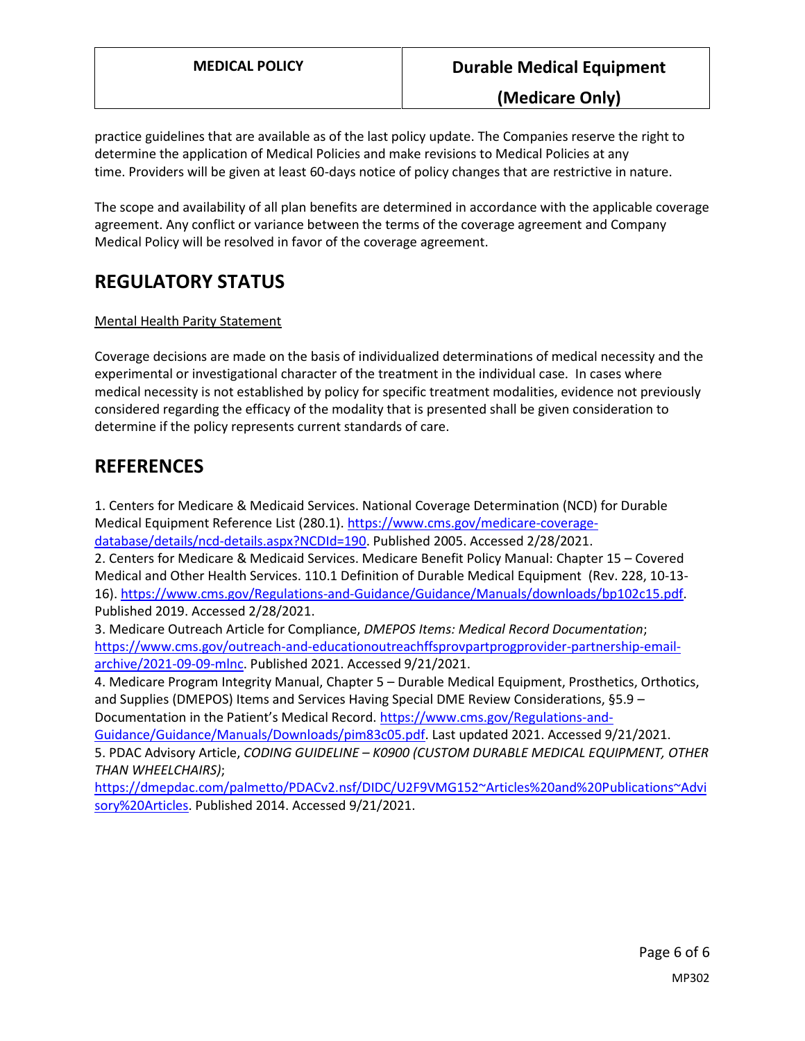practice guidelines that are available as of the last policy update. The Companies reserve the right to determine the application of Medical Policies and make revisions to Medical Policies at any time. Providers will be given at least 60-days notice of policy changes that are restrictive in nature.

The scope and availability of all plan benefits are determined in accordance with the applicable coverage agreement. Any conflict or variance between the terms of the coverage agreement and Company Medical Policy will be resolved in favor of the coverage agreement.

## REGULATORY STATUS

Mental Health Parity Statement

Coverage decisions are made on the basis of individualized determinations of medical necessity and the experimental or investigational character of the treatment in the individual case. In cases where medical necessity is not established by policy for specific treatment modalities, evidence not previously considered regarding the efficacy of the modality that is presented shall be given consideration to determine if the policy represents current standards of care.

## REFERENCES

1. Centers for Medicare & Medicaid Services. National Coverage Determination (NCD) for Durable Medical Equipment Reference List (280.1). https://www.cms.gov/medicare-coverage-database/details/ncd-details.aspx?NCDId=190. Published 2005. Accessed 2/28/2021.
2. Centers for Medicare & Medicaid Services. Medicare Benefit Policy Manual: Chapter 15 – Covered Medical and Other Health Services. 110.1 Definition of Durable Medical Equipment (Rev. 228, 10-13-16). https://www.cms.gov/Regulations-and-Guidance/Guidance/Manuals/downloads/bp102c15.pdf. Published 2019. Accessed 2/28/2021.
3. Medicare Outreach Article for Compliance, *DMEPOS Items: Medical Record Documentation*; https://www.cms.gov/outreach-and-educationoutreachffsprovpartprogprovider-partnership-email-archive/2021-09-09-mlnc. Published 2021. Accessed 9/21/2021.
4. Medicare Program Integrity Manual, Chapter 5 – Durable Medical Equipment, Prosthetics, Orthotics, and Supplies (DMEPOS) Items and Services Having Special DME Review Considerations, §5.9 – Documentation in the Patient's Medical Record. https://www.cms.gov/Regulations-and-Guidance/Guidance/Manuals/Downloads/pim83c05.pdf. Last updated 2021. Accessed 9/21/2021.
5. PDAC Advisory Article, *CODING GUIDELINE – K0900 (CUSTOM DURABLE MEDICAL EQUIPMENT, OTHER THAN WHEELCHAIRS)*; https://dmepdac.com/palmetto/PDACv2.nsf/DIDC/U2F9VMG152~Articles%20and%20Publications~Advisory%20Articles. Published 2014. Accessed 9/21/2021.